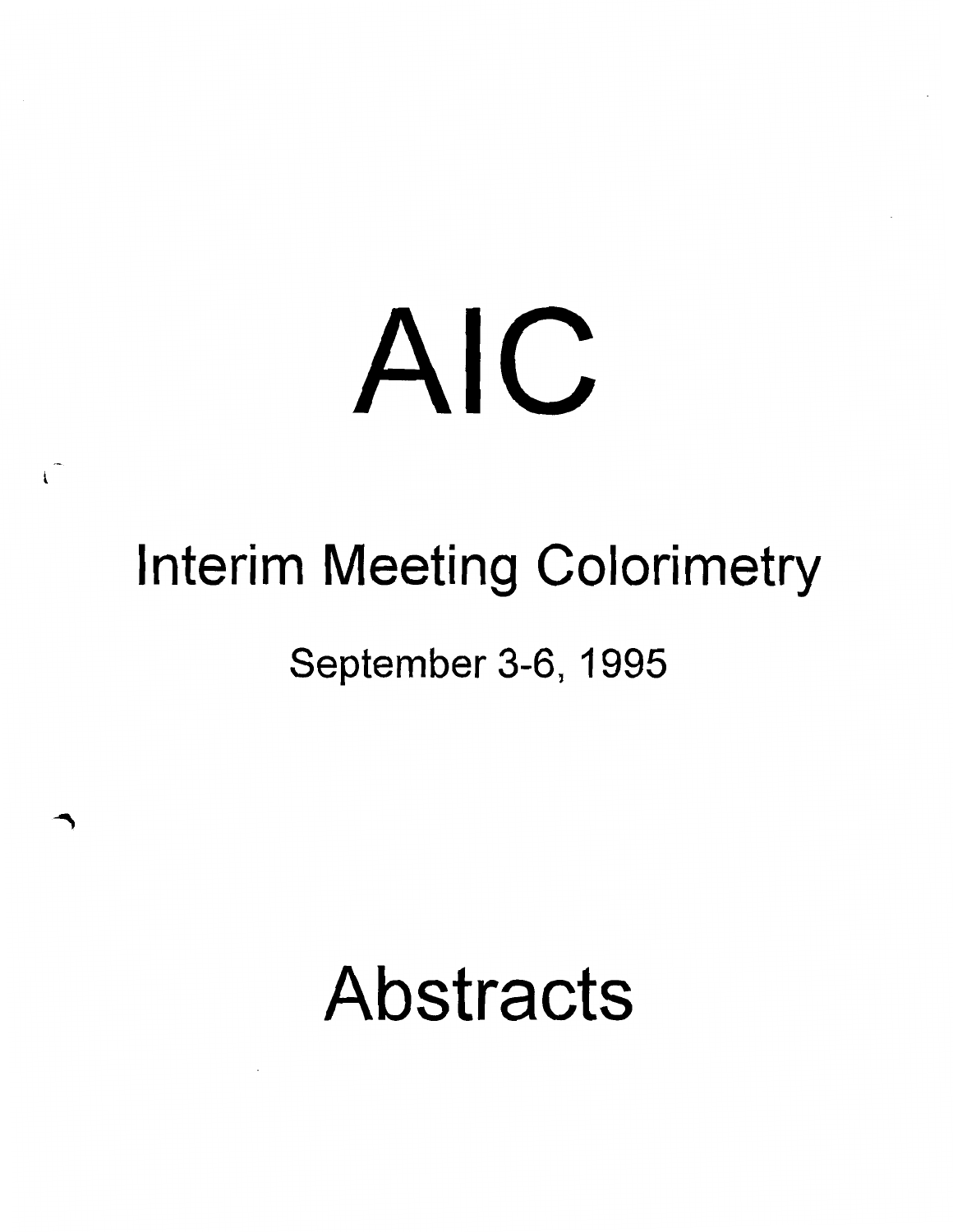# AIC

## Interim Meeting Colorimetry

### September 3-6, 1995

# Abstracts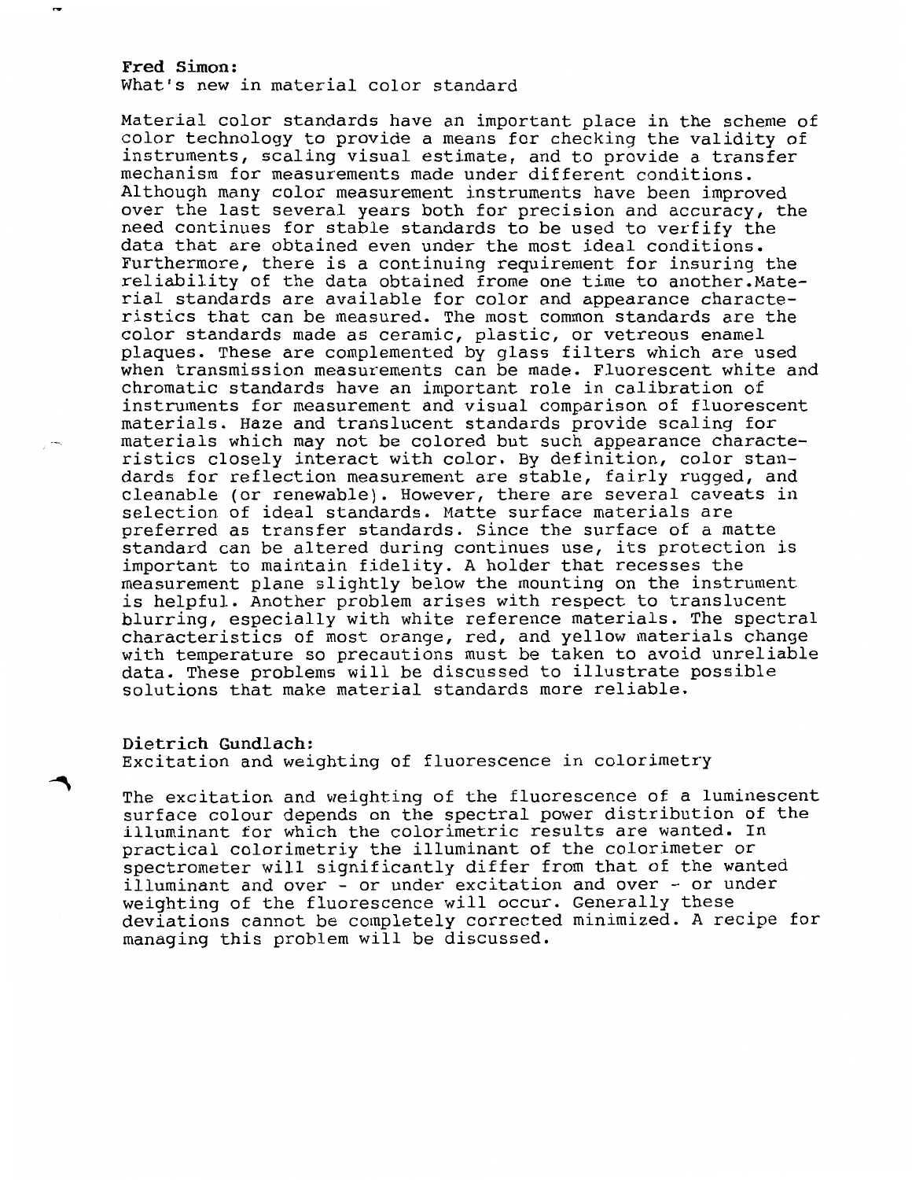**Fred Simon:**
What's new in material color standard

Material color standards have an important place in the scheme of color technology to provide a means for checking the validity of instruments, scaling visual estimate, and to provide a transfer mechanism for measurements made under different conditions. Although many color measurement instruments have been improved over the last several years both for precision and accuracy, the need continues for stable standards to be used to verfify the data that are obtained even under the most ideal conditions. Furthermore, there is a continuing requirement for insuring the reliability of the data obtained frome one time to another.Material standards are available for color and appearance characteristics that can be measured. The most common standards are the color standards made as ceramic, plastic, or vetreous enamel plaques. These are complemented by glass filters which are used when transmission measurements can be made. Fluorescent white and chromatic standards have an important role in calibration of instruments for measurement and visual comparison of fluorescent materials. Haze and translucent standards provide scaling for materials which may not be colored but such appearance characteristics closely interact with color. By definition, color standards for reflection measurement are stable, fairly rugged, and cleanable (or renewable). However, there are several caveats in selection of ideal standards. Matte surface materials are preferred as transfer standards. Since the surface of a matte standard can be altered during continues use, its protection is important to maintain fidelity. A holder that recesses the measurement plane slightly below the mounting on the instrument is helpful. Another problem arises with respect to translucent blurring, especially with white reference materials. The spectral characteristics of most orange, red, and yellow materials change with temperature so precautions must be taken to avoid unreliable data. These problems will be discussed to illustrate possible solutions that make material standards more reliable.

**Dietrich Gundlach:**
Excitation and weighting of fluorescence in colorimetry

The excitation and weighting of the fluorescence of a luminescent surface colour depends on the spectral power distribution of the illuminant for which the colorimetric results are wanted. In practical colorimetriy the illuminant of the colorimeter or spectrometer will significantly differ from that of the wanted illuminant and over - or under excitation and over - or under weighting of the fluorescence will occur. Generally these deviations cannot be completely corrected minimized. A recipe for managing this problem will be discussed.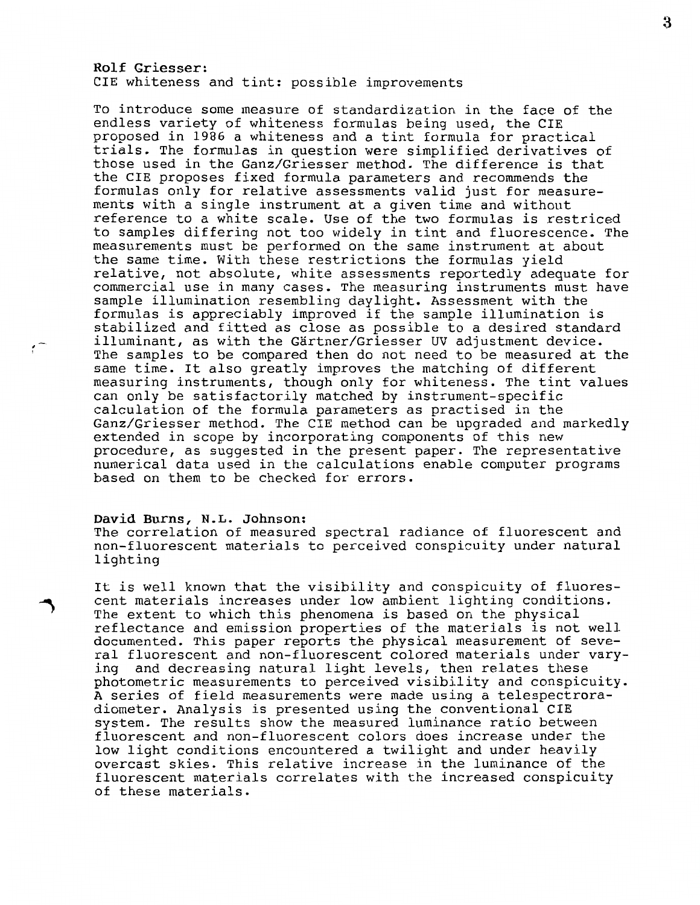**Rolf Griesser:**
CIE whiteness and tint: possible improvements

To introduce some measure of standardization in the face of the endless variety of whiteness formulas being used, the CIE proposed in 1986 a whiteness and a tint formula for practical trials. The formulas in question were simplified derivatives of those used in the Ganz/Griesser method. The difference is that the CIE proposes fixed formula parameters and recommends the formulas only for relative assessments valid just for measurements with a single instrument at a given time and without reference to a white scale. Use of the two formulas is restriced to samples differing not too widely in tint and fluorescence. The measurements must be performed on the same instrument at about the same time. With these restrictions the formulas yield relative, not absolute, white assessments reportedly adequate for commercial use in many cases. The measuring instruments must have sample illumination resembling daylight. Assessment with the formulas is appreciably improved if the sample illumination is stabilized and fitted as close as possible to a desired standard illuminant, as with the Gärtner/Griesser UV adjustment device. The samples to be compared then do not need to be measured at the same time. It also greatly improves the matching of different measuring instruments, though only for whiteness. The tint values can only be satisfactorily matched by instrument-specific calculation of the formula parameters as practised in the Ganz/Griesser method. The CIE method can be upgraded and markedly extended in scope by incorporating components of this new procedure, as suggested in the present paper. The representative numerical data used in the calculations enable computer programs based on them to be checked for errors.

**David Burns, N.L. Johnson:**
The correlation of measured spectral radiance of fluorescent and non-fluorescent materials to perceived conspicuity under natural lighting

It is well known that the visibility and conspicuity of fluorescent materials increases under low ambient lighting conditions. The extent to which this phenomena is based on the physical reflectance and emission properties of the materials is not well documented. This paper reports the physical measurement of several fluorescent and non-fluorescent colored materials under varying and decreasing natural light levels, then relates these photometric measurements to perceived visibility and conspicuity. A series of field measurements were made using a telespectroradiometer. Analysis is presented using the conventional CIE system. The results show the measured luminance ratio between fluorescent and non-fluorescent colors does increase under the low light conditions encountered a twilight and under heavily overcast skies. This relative increase in the luminance of the fluorescent materials correlates with the increased conspicuity of these materials.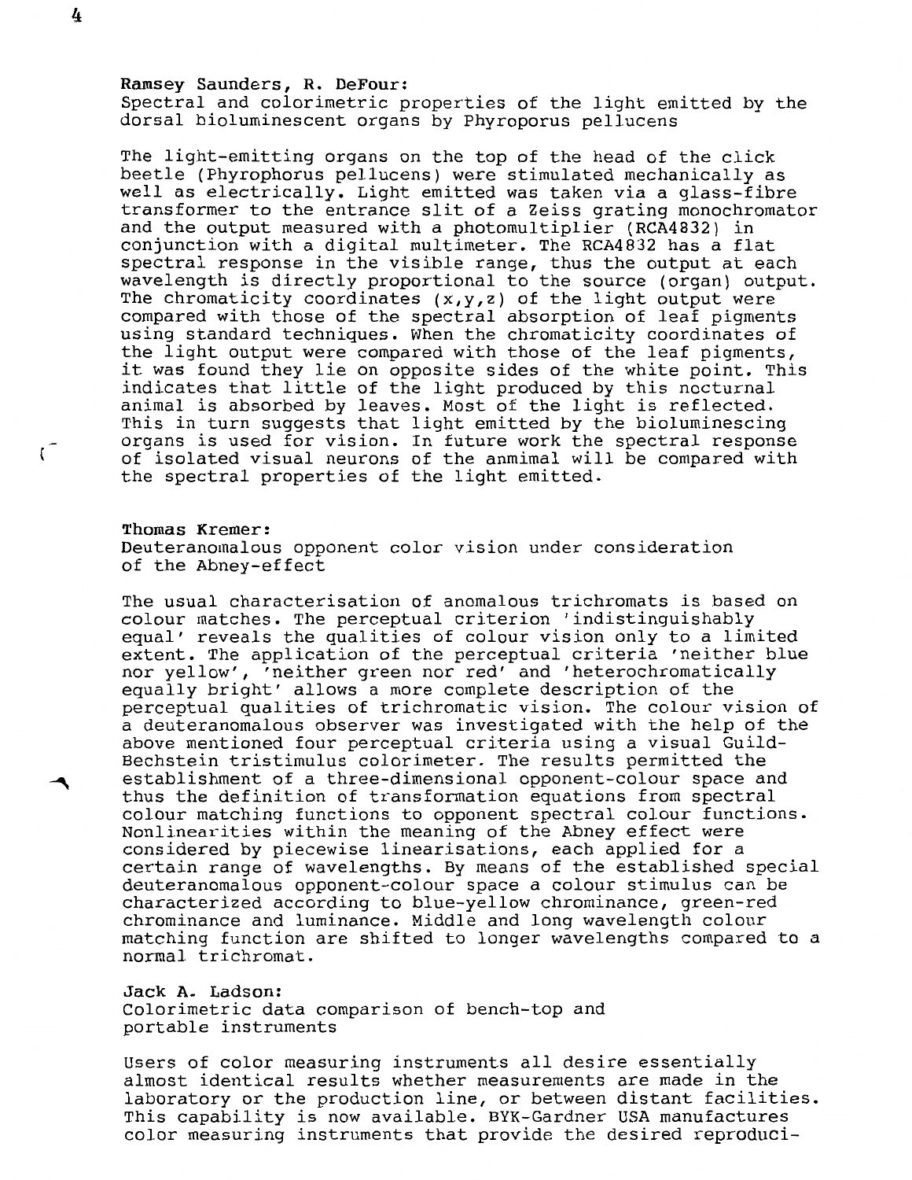**Ramsey Saunders, R. DeFour:**
Spectral and colorimetric properties of the light emitted by the dorsal bioluminescent organs by Phyroporus pellucens

The light-emitting organs on the top of the head of the click beetle (Phyrophorus pellucens) were stimulated mechanically as well as electrically. Light emitted was taken via a glass-fibre transformer to the entrance slit of a Zeiss grating monochromator and the output measured with a photomultiplier (RCA4832) in conjunction with a digital multimeter. The RCA4832 has a flat spectral response in the visible range, thus the output at each wavelength is directly proportional to the source (organ) output. The chromaticity coordinates (x,y,z) of the light output were compared with those of the spectral absorption of leaf pigments using standard techniques. When the chromaticity coordinates of the light output were compared with those of the leaf pigments, it was found they lie on opposite sides of the white point. This indicates that little of the light produced by this nocturnal animal is absorbed by leaves. Most of the light is reflected. This in turn suggests that light emitted by the bioluminescing organs is used for vision. In future work the spectral response of isolated visual neurons of the anmimal will be compared with the spectral properties of the light emitted.

**Thomas Kremer:**
Deuteranomalous opponent color vision under consideration of the Abney-effect

The usual characterisation of anomalous trichromats is based on colour matches. The perceptual criterion 'indistinguishably equal' reveals the qualities of colour vision only to a limited extent. The application of the perceptual criteria 'neither blue nor yellow', 'neither green nor red' and 'heterochromatically equally bright' allows a more complete description of the perceptual qualities of trichromatic vision. The colour vision of a deuteranomalous observer was investigated with the help of the above mentioned four perceptual criteria using a visual Guild-Bechstein tristimulus colorimeter. The results permitted the establishment of a three-dimensional opponent-colour space and thus the definition of transformation equations from spectral colour matching functions to opponent spectral colour functions. Nonlinearities within the meaning of the Abney effect were considered by piecewise linearisations, each applied for a certain range of wavelengths. By means of the established special deuteranomalous opponent-colour space a colour stimulus can be characterized according to blue-yellow chrominance, green-red chrominance and luminance. Middle and long wavelength colour matching function are shifted to longer wavelengths compared to a normal trichromat.

**Jack A. Ladson:**
Colorimetric data comparison of bench-top and portable instruments

Users of color measuring instruments all desire essentially almost identical results whether measurements are made in the laboratory or the production line, or between distant facilities. This capability is now available. BYK-Gardner USA manufactures color measuring instruments that provide the desired reproduci-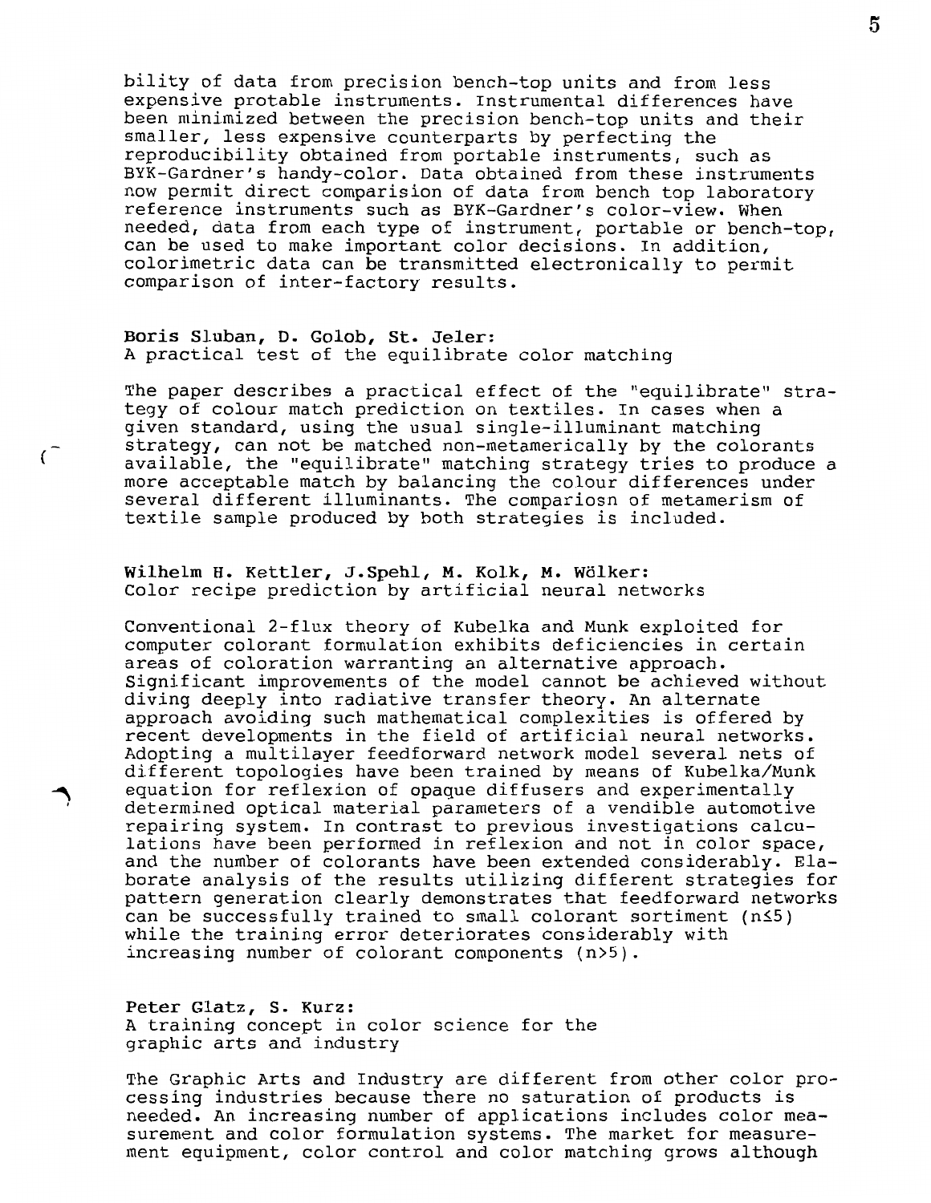bility of data from precision bench-top units and from less expensive protable instruments. Instrumental differences have been minimized between the precision bench-top units and their smaller, less expensive counterparts by perfecting the reproducibility obtained from portable instruments, such as BYK-Gardner's handy-color. Data obtained from these instruments now permit direct comparision of data from bench top laboratory reference instruments such as BYK-Gardner's color-view. When needed, data from each type of instrument, portable or bench-top, can be used to make important color decisions. In addition, colorimetric data can be transmitted electronically to permit comparison of inter-factory results.

**Boris Sluban, D. Golob, St. Jeler:**
A practical test of the equilibrate color matching

The paper describes a practical effect of the "equilibrate" strategy of colour match prediction on textiles. In cases when a given standard, using the usual single-illuminant matching strategy, can not be matched non-metamerically by the colorants available, the "equilibrate" matching strategy tries to produce a more acceptable match by balancing the colour differences under several different illuminants. The compariosn of metamerism of textile sample produced by both strategies is included.

**Wilhelm H. Kettler, J.Spehl, M. Kolk, M. Wölker:**
Color recipe prediction by artificial neural networks

Conventional 2-flux theory of Kubelka and Munk exploited for computer colorant formulation exhibits deficiencies in certain areas of coloration warranting an alternative approach. Significant improvements of the model cannot be achieved without diving deeply into radiative transfer theory. An alternate approach avoiding such mathematical complexities is offered by recent developments in the field of artificial neural networks. Adopting a multilayer feedforward network model several nets of different topologies have been trained by means of Kubelka/Munk equation for reflexion of opaque diffusers and experimentally determined optical material parameters of a vendible automotive repairing system. In contrast to previous investigations calculations have been performed in reflexion and not in color space, and the number of colorants have been extended considerably. Elaborate analysis of the results utilizing different strategies for pattern generation clearly demonstrates that feedforward networks can be successfully trained to small colorant sortiment ($n \leq 5$) while the training error deteriorates considerably with increasing number of colorant components ($n > 5$).

**Peter Glatz, S. Kurz:**
A training concept in color science for the graphic arts and industry

The Graphic Arts and Industry are different from other color processing industries because there no saturation of products is needed. An increasing number of applications includes color measurement and color formulation systems. The market for measurement equipment, color control and color matching grows although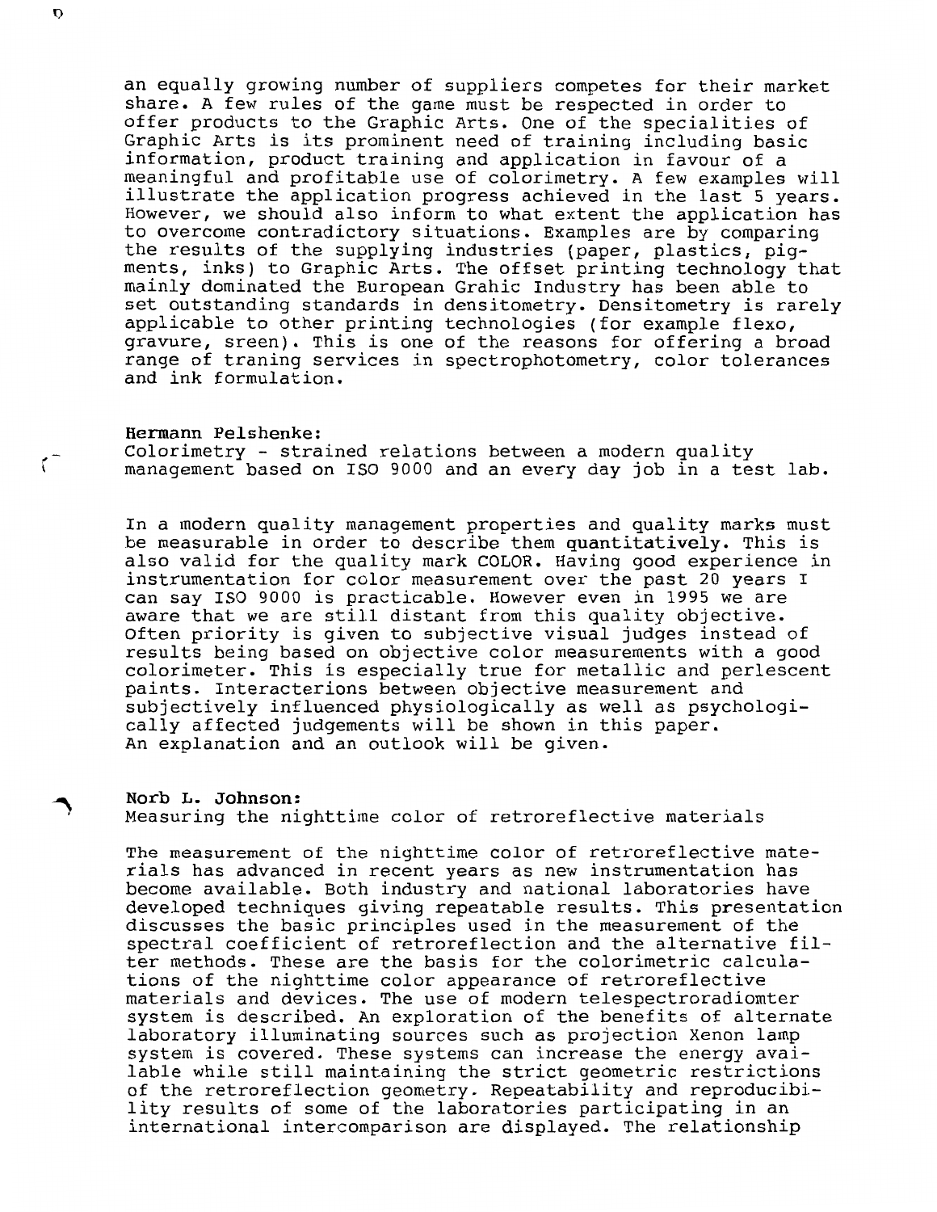an equally growing number of suppliers competes for their market share. A few rules of the game must be respected in order to offer products to the Graphic Arts. One of the specialities of Graphic Arts is its prominent need of training including basic information, product training and application in favour of a meaningful and profitable use of colorimetry. A few examples will illustrate the application progress achieved in the last 5 years. However, we should also inform to what extent the application has to overcome contradictory situations. Examples are by comparing the results of the supplying industries (paper, plastics, pigments, inks) to Graphic Arts. The offset printing technology that mainly dominated the European Grahic Industry has been able to set outstanding standards in densitometry. Densitometry is rarely applicable to other printing technologies (for example flexo, gravure, sreen). This is one of the reasons for offering a broad range of traning services in spectrophotometry, color tolerances and ink formulation.

**Hermann Pelshenke:**
Colorimetry - strained relations between a modern quality management based on ISO 9000 and an every day job in a test lab.

In a modern quality management properties and quality marks must be measurable in order to describe them quantitatively. This is also valid for the quality mark COLOR. Having good experience in instrumentation for color measurement over the past 20 years I can say ISO 9000 is practicable. However even in 1995 we are aware that we are still distant from this quality objective. Often priority is given to subjective visual judges instead of results being based on objective color measurements with a good colorimeter. This is especially true for metallic and perlescent paints. Interacterions between objective measurement and subjectively influenced physiologically as well as psychologically affected judgements will be shown in this paper. An explanation and an outlook will be given.

**Norb L. Johnson:**
Measuring the nighttime color of retroreflective materials

The measurement of the nighttime color of retroreflective materials has advanced in recent years as new instrumentation has become available. Both industry and national laboratories have developed techniques giving repeatable results. This presentation discusses the basic principles used in the measurement of the spectral coefficient of retroreflection and the alternative filter methods. These are the basis for the colorimetric calculations of the nighttime color appearance of retroreflective materials and devices. The use of modern telespectroradiomter system is described. An exploration of the benefits of alternate laboratory illuminating sources such as projection Xenon lamp system is covered. These systems can increase the energy available while still maintaining the strict geometric restrictions of the retroreflection geometry. Repeatability and reproducibility results of some of the laboratories participating in an international intercomparison are displayed. The relationship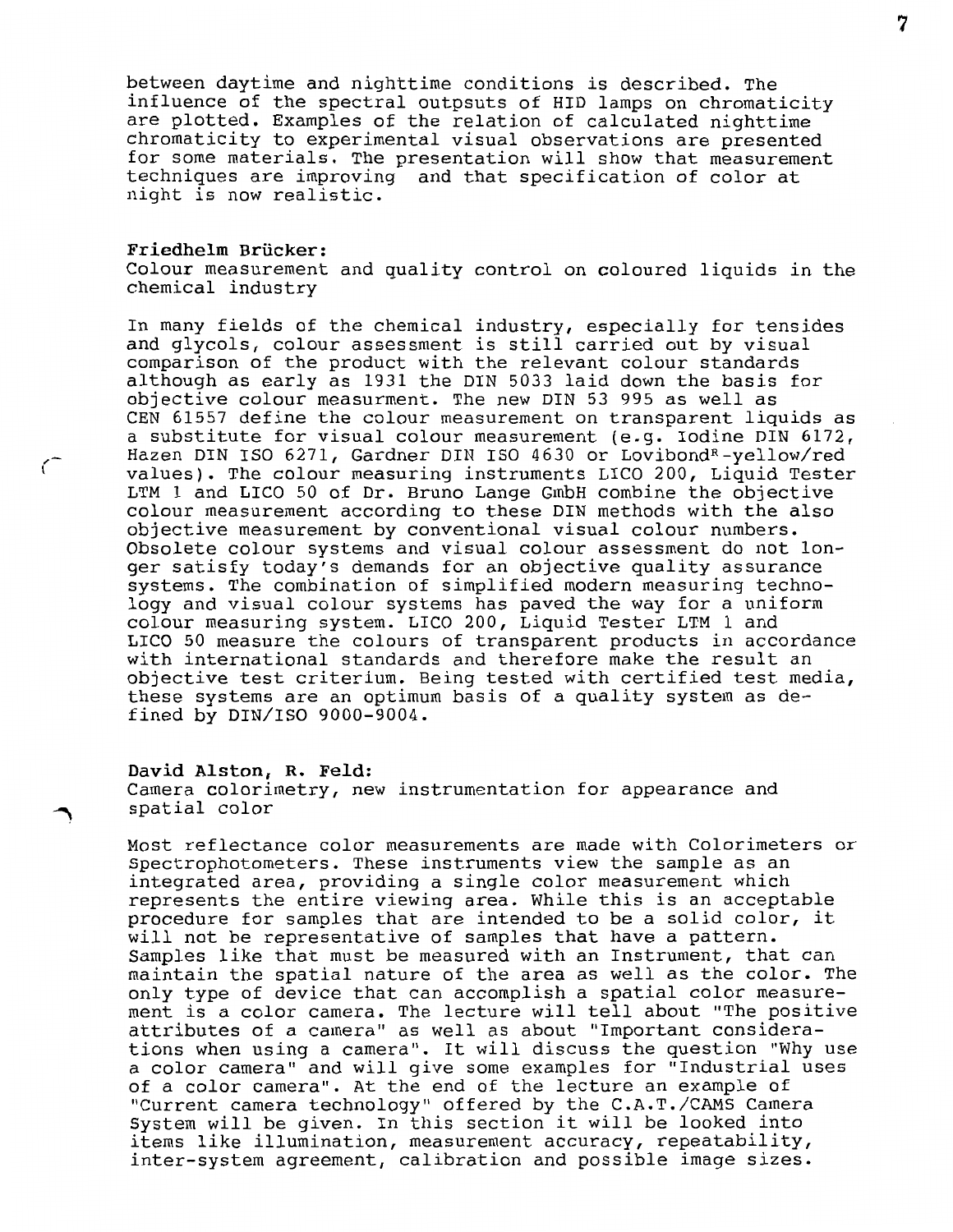between daytime and nighttime conditions is described. The influence of the spectral outpsuts of HID lamps on chromaticity are plotted. Examples of the relation of calculated nighttime chromaticity to experimental visual observations are presented for some materials. The presentation will show that measurement techniques are improving and that specification of color at night is now realistic.

**Friedhelm Brücker:**
Colour measurement and quality control on coloured liquids in the chemical industry

In many fields of the chemical industry, especially for tensides and glycols, colour assessment is still carried out by visual comparison of the product with the relevant colour standards although as early as 1931 the DIN 5033 laid down the basis for objective colour measurment. The new DIN 53 995 as well as CEN 61557 define the colour measurement on transparent liquids as a substitute for visual colour measurement (e.g. Iodine DIN 6172, Hazen DIN ISO 6271, Gardner DIN ISO 4630 or Lovibond[R]-yellow/red values). The colour measuring instruments LICO 200, Liquid Tester LTM 1 and LICO 50 of Dr. Bruno Lange GmbH combine the objective colour measurement according to these DIN methods with the also objective measurement by conventional visual colour numbers. Obsolete colour systems and visual colour assessment do not longer satisfy today's demands for an objective quality assurance systems. The combination of simplified modern measuring technology and visual colour systems has paved the way for a uniform colour measuring system. LICO 200, Liquid Tester LTM 1 and LICO 50 measure the colours of transparent products in accordance with international standards and therefore make the result an objective test criterium. Being tested with certified test media, these systems are an optimum basis of a quality system as defined by DIN/ISO 9000-9004.

**David Alston, R. Feld:**
Camera colorimetry, new instrumentation for appearance and spatial color

Most reflectance color measurements are made with Colorimeters or Spectrophotometers. These instruments view the sample as an integrated area, providing a single color measurement which represents the entire viewing area. While this is an acceptable procedure for samples that are intended to be a solid color, it will not be representative of samples that have a pattern. Samples like that must be measured with an Instrument, that can maintain the spatial nature of the area as well as the color. The only type of device that can accomplish a spatial color measurement is a color camera. The lecture will tell about "The positive attributes of a camera" as well as about "Important considerations when using a camera". It will discuss the question "Why use a color camera" and will give some examples for "Industrial uses of a color camera". At the end of the lecture an example of "Current camera technology" offered by the C.A.T./CAMS Camera System will be given. In this section it will be looked into items like illumination, measurement accuracy, repeatability, inter-system agreement, calibration and possible image sizes.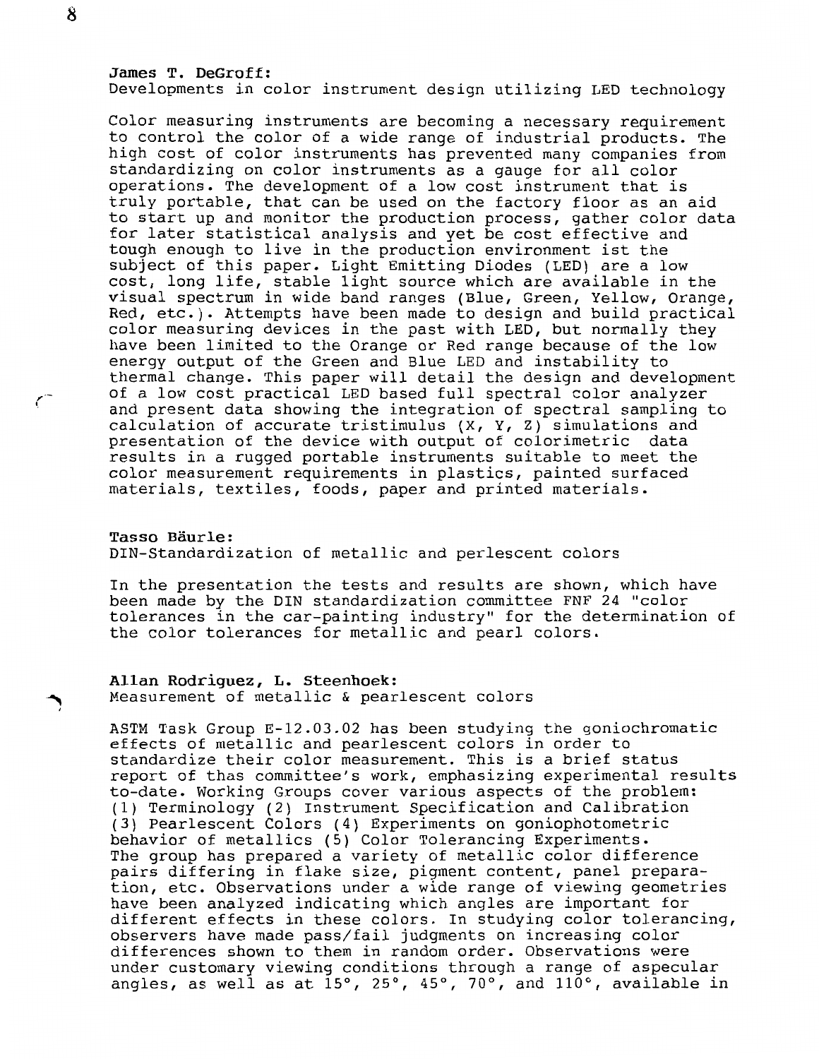**James T. DeGroff:**
Developments in color instrument design utilizing LED technology

Color measuring instruments are becoming a necessary requirement to control the color of a wide range of industrial products. The high cost of color instruments has prevented many companies from standardizing on color instruments as a gauge for all color operations. The development of a low cost instrument that is truly portable, that can be used on the factory floor as an aid to start up and monitor the production process, gather color data for later statistical analysis and yet be cost effective and tough enough to live in the production environment ist the subject of this paper. Light Emitting Diodes (LED) are a low cost, long life, stable light source which are available in the visual spectrum in wide band ranges (Blue, Green, Yellow, Orange, Red, etc.). Attempts have been made to design and build practical color measuring devices in the past with LED, but normally they have been limited to the Orange or Red range because of the low energy output of the Green and Blue LED and instability to thermal change. This paper will detail the design and development of a low cost practical LED based full spectral color analyzer and present data showing the integration of spectral sampling to calculation of accurate tristimulus (X, Y, Z) simulations and presentation of the device with output of colorimetric data results in a rugged portable instruments suitable to meet the color measurement requirements in plastics, painted surfaced materials, textiles, foods, paper and printed materials.

**Tasso Bäurle:**
DIN-Standardization of metallic and perlescent colors

In the presentation the tests and results are shown, which have been made by the DIN standardization committee FNF 24 "color tolerances in the car-painting industry" for the determination of the color tolerances for metallic and pearl colors.

**Allan Rodriguez, L. Steenhoek:**
Measurement of metallic & pearlescent colors

ASTM Task Group E-12.03.02 has been studying the goniochromatic effects of metallic and pearlescent colors in order to standardize their color measurement. This is a brief status report of thas committee's work, emphasizing experimental results to-date. Working Groups cover various aspects of the problem: (1) Terminology (2) Instrument Specification and Calibration (3) Pearlescent Colors (4) Experiments on goniophotometric behavior of metallics (5) Color Tolerancing Experiments. The group has prepared a variety of metallic color difference pairs differing in flake size, pigment content, panel preparation, etc. Observations under a wide range of viewing geometries have been analyzed indicating which angles are important for different effects in these colors. In studying color tolerancing, observers have made pass/fail judgments on increasing color differences shown to them in random order. Observations were under customary viewing conditions through a range of aspecular angles, as well as at 15°, 25°, 45°, 70°, and 110°, available in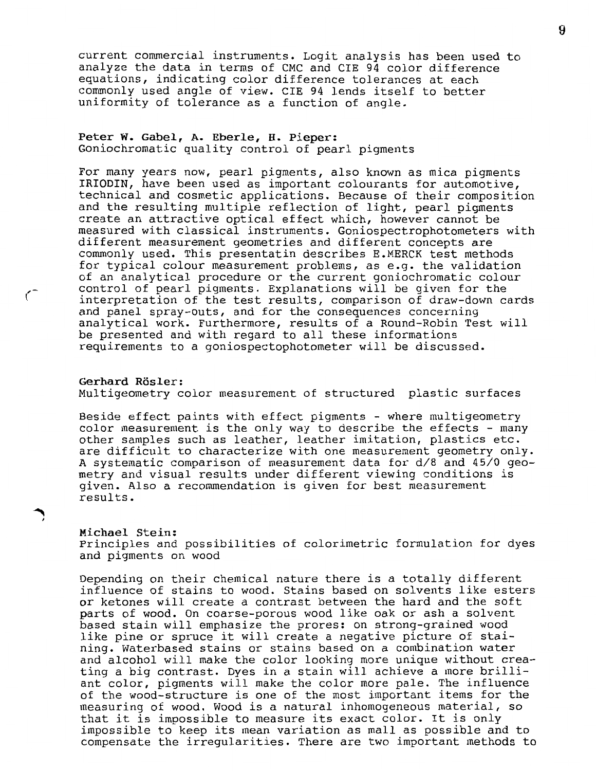current commercial instruments. Logit analysis has been used to analyze the data in terms of CMC and CIE 94 color difference equations, indicating color difference tolerances at each commonly used angle of view. CIE 94 lends itself to better uniformity of tolerance as a function of angle.

**Peter W. Gabel, A. Eberle, H. Pieper:**
Goniochromatic quality control of pearl pigments

For many years now, pearl pigments, also known as mica pigments IRIODIN, have been used as important colourants for automotive, technical and cosmetic applications. Because of their composition and the resulting multiple reflection of light, pearl pigments create an attractive optical effect which, however cannot be measured with classical instruments. Goniospectrophotometers with different measurement geometries and different concepts are commonly used. This presentatin describes E.MERCK test methods for typical colour measurement problems, as e.g. the validation of an analytical procedure or the current goniochromatic colour control of pearl pigments. Explanations will be given for the interpretation of the test results, comparison of draw-down cards and panel spray-outs, and for the consequences concerning analytical work. Furthermore, results of a Round-Robin Test will be presented and with regard to all these informations requirements to a goniospectophotometer will be discussed.

**Gerhard Rösler:**
Multigeometry color measurement of structured plastic surfaces

Beside effect paints with effect pigments - where multigeometry color measurement is the only way to describe the effects - many other samples such as leather, leather imitation, plastics etc. are difficult to characterize with one measurement geometry only. A systematic comparison of measurement data for d/8 and 45/0 geometry and visual results under different viewing conditions is given. Also a recommendation is given for best measurement results.

**Michael Stein:**
Principles and possibilities of colorimetric formulation for dyes and pigments on wood

Depending on their chemical nature there is a totally different influence of stains to wood. Stains based on solvents like esters or ketones will create a contrast between the hard and the soft parts of wood. On coarse-porous wood like oak or ash a solvent based stain will emphasize the prores: on strong-grained wood like pine or spruce it will create a negative picture of staining. Waterbased stains or stains based on a combination water and alcohol will make the color looking more unique without creating a big contrast. Dyes in a stain will achieve a more brilliant color, pigments will make the color more pale. The influence of the wood-structure is one of the most important items for the measuring of wood. Wood is a natural inhomogeneous material, so that it is impossible to measure its exact color. It is only impossible to keep its mean variation as mall as possible and to compensate the irregularities. There are two important methods to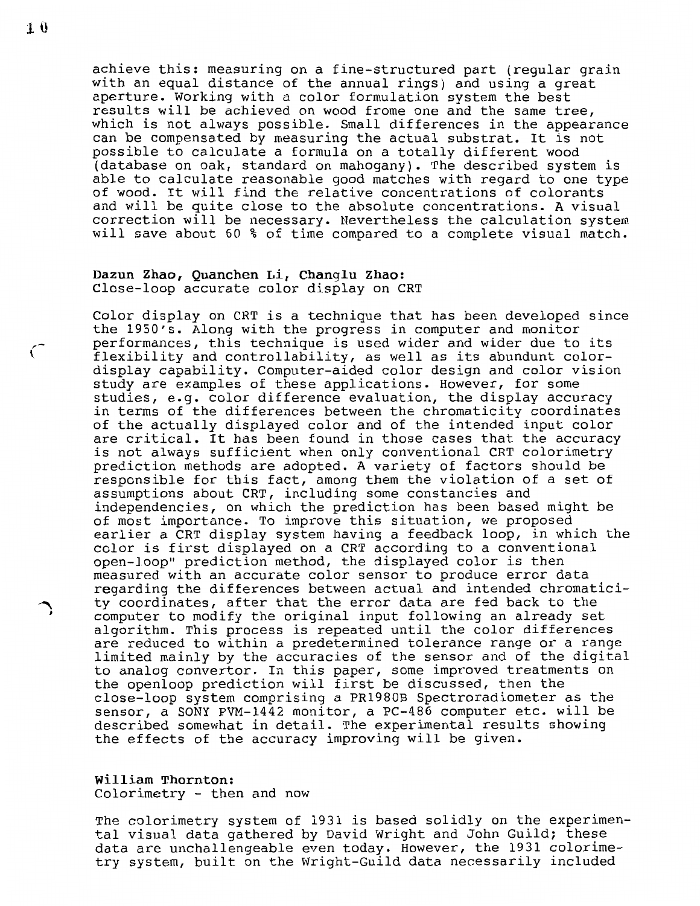achieve this: measuring on a fine-structured part (regular grain with an equal distance of the annual rings) and using a great aperture. Working with a color formulation system the best results will be achieved on wood frome one and the same tree, which is not always possible. Small differences in the appearance can be compensated by measuring the actual substrat. It is not possible to calculate a formula on a totally different wood (database on oak, standard on mahogany). The described system is able to calculate reasonable good matches with regard to one type of wood. It will find the relative concentrations of colorants and will be quite close to the absolute concentrations. A visual correction will be necessary. Nevertheless the calculation system will save about 60 % of time compared to a complete visual match.

**Dazun Zhao, Quanchen Li, Changlu Zhao:**
Close-loop accurate color display on CRT

Color display on CRT is a technique that has been developed since the 1950's. Along with the progress in computer and monitor performances, this technique is used wider and wider due to its flexibility and controllability, as well as its abundunt color-display capability. Computer-aided color design and color vision study are examples of these applications. However, for some studies, e.g. color difference evaluation, the display accuracy in terms of the differences between the chromaticity coordinates of the actually displayed color and of the intended input color are critical. It has been found in those cases that the accuracy is not always sufficient when only conventional CRT colorimetry prediction methods are adopted. A variety of factors should be responsible for this fact, among them the violation of a set of assumptions about CRT, including some constancies and independencies, on which the prediction has been based might be of most importance. To improve this situation, we proposed earlier a CRT display system having a feedback loop, in which the color is first displayed on a CRT according to a conventional open-loop" prediction method, the displayed color is then measured with an accurate color sensor to produce error data regarding the differences between actual and intended chromaticity coordinates, after that the error data are fed back to the computer to modify the original input following an already set algorithm. This process is repeated until the color differences are reduced to within a predetermined tolerance range or a range limited mainly by the accuracies of the sensor and of the digital to analog convertor. In this paper, some improved treatments on the openloop prediction will first be discussed, then the close-loop system comprising a PR1980B Spectroradiometer as the sensor, a SONY PVM-1442 monitor, a PC-486 computer etc. will be described somewhat in detail. The experimental results showing the effects of the accuracy improving will be given.

**William Thornton:**
Colorimetry - then and now

The colorimetry system of 1931 is based solidly on the experimental visual data gathered by David Wright and John Guild; these data are unchallengeable even today. However, the 1931 colorimetry system, built on the Wright-Guild data necessarily included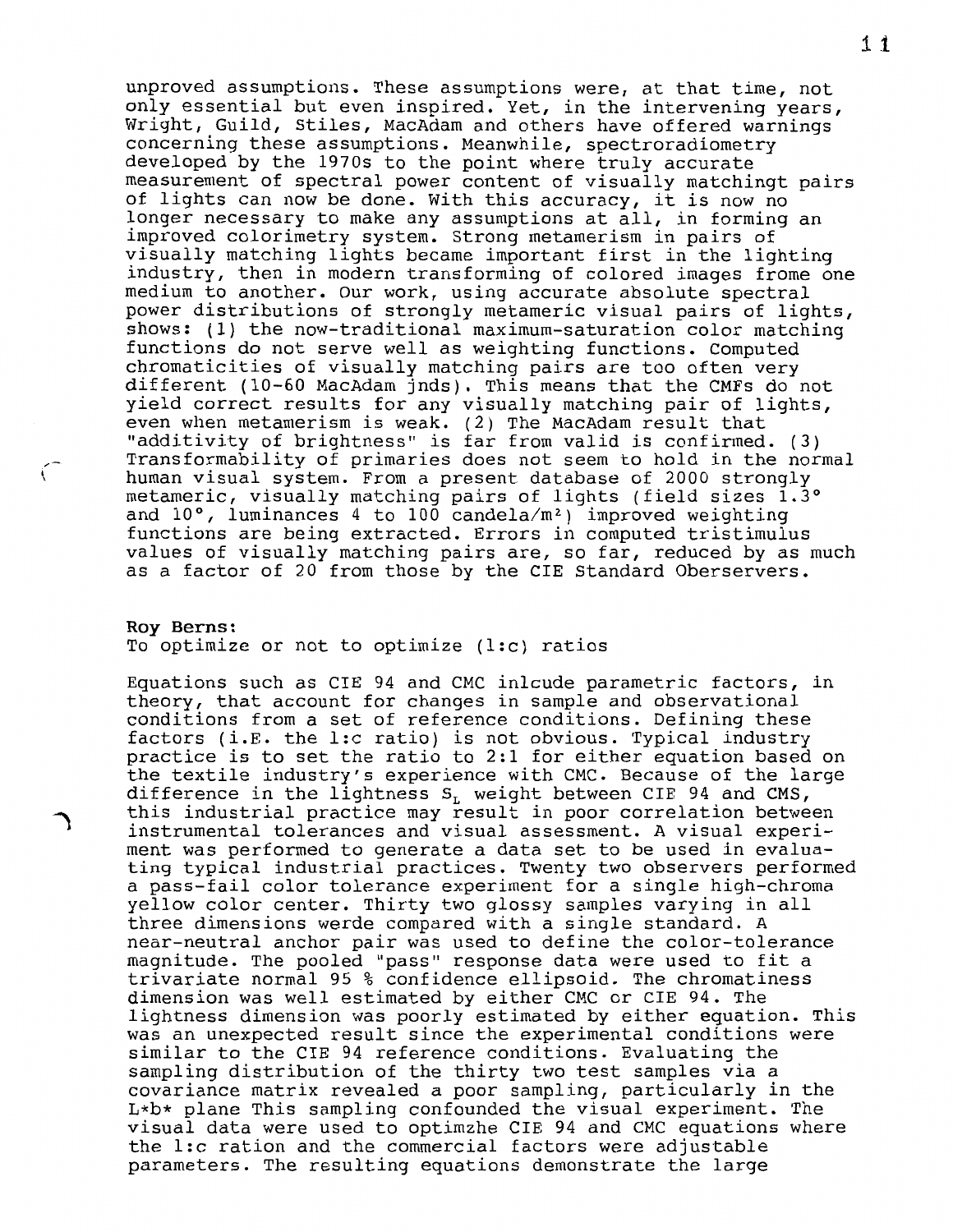unproved assumptions. These assumptions were, at that time, not only essential but even inspired. Yet, in the intervening years, Wright, Guild, Stiles, MacAdam and others have offered warnings concerning these assumptions. Meanwhile, spectroradiometry developed by the 1970s to the point where truly accurate measurement of spectral power content of visually matchingt pairs of lights can now be done. With this accuracy, it is now no longer necessary to make any assumptions at all, in forming an improved colorimetry system. Strong metamerism in pairs of visually matching lights became important first in the lighting industry, then in modern transforming of colored images frome one medium to another. Our work, using accurate absolute spectral power distributions of strongly metameric visual pairs of lights, shows: (1) the now-traditional maximum-saturation color matching functions do not serve well as weighting functions. Computed chromaticities of visually matching pairs are too often very different (10-60 MacAdam jnds). This means that the CMFs do not yield correct results for any visually matching pair of lights, even when metamerism is weak. (2) The MacAdam result that "additivity of brightness" is far from valid is confirmed. (3) Transformability of primaries does not seem to hold in the normal human visual system. From a present database of 2000 strongly metameric, visually matching pairs of lights (field sizes 1.3° and 10°, luminances 4 to 100 candela/m²) improved weighting functions are being extracted. Errors in computed tristimulus values of visually matching pairs are, so far, reduced by as much as a factor of 20 from those by the CIE Standard Oberservers.

**Roy Berns:**
To optimize or not to optimize (l:c) ratios

Equations such as CIE 94 and CMC inlcude parametric factors, in theory, that account for changes in sample and observational conditions from a set of reference conditions. Defining these factors (i.E. the l:c ratio) is not obvious. Typical industry practice is to set the ratio to 2:1 for either equation based on the textile industry's experience with CMC. Because of the large difference in the lightness $S_L$ weight between CIE 94 and CMS, this industrial practice may result in poor correlation between instrumental tolerances and visual assessment. A visual experiment was performed to generate a data set to be used in evaluating typical industrial practices. Twenty two observers performed a pass-fail color tolerance experiment for a single high-chroma yellow color center. Thirty two glossy samples varying in all three dimensions werde compared with a single standard. A near-neutral anchor pair was used to define the color-tolerance magnitude. The pooled "pass" response data were used to fit a trivariate normal 95 % confidence ellipsoid. The chromatiness dimension was well estimated by either CMC or CIE 94. The lightness dimension was poorly estimated by either equation. This was an unexpected result since the experimental conditions were similar to the CIE 94 reference conditions. Evaluating the sampling distribution of the thirty two test samples via a covariance matrix revealed a poor sampling, particularly in the L*b* plane This sampling confounded the visual experiment. The visual data were used to optimzhe CIE 94 and CMC equations where the l:c ration and the commercial factors were adjustable parameters. The resulting equations demonstrate the large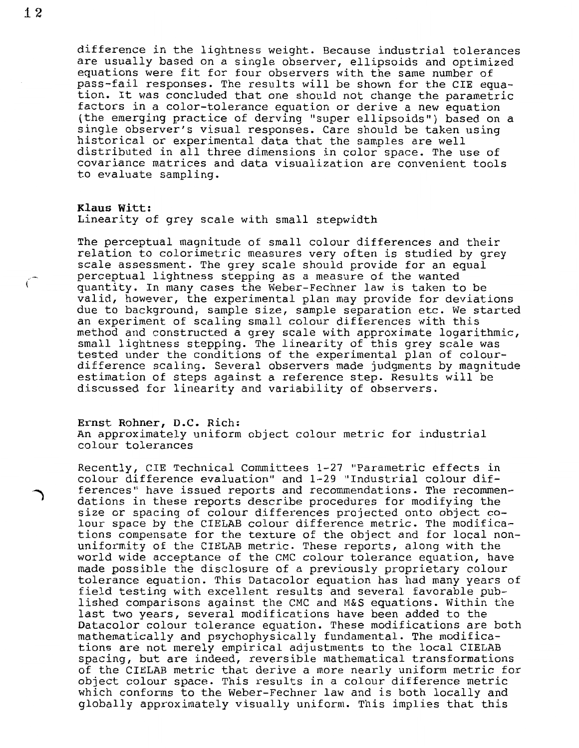difference in the lightness weight. Because industrial tolerances are usually based on a single observer, ellipsoids and optimized equations were fit for four observers with the same number of pass-fail responses. The results will be shown for the CIE equation. It was concluded that one should not change the parametric factors in a color-tolerance equation or derive a new equation (the emerging practice of derving "super ellipsoids") based on a single observer's visual responses. Care should be taken using historical or experimental data that the samples are well distributed in all three dimensions in color space. The use of covariance matrices and data visualization are convenient tools to evaluate sampling.

**Klaus Witt:**
Linearity of grey scale with small stepwidth

The perceptual magnitude of small colour differences and their relation to colorimetric measures very often is studied by grey scale assessment. The grey scale should provide for an equal perceptual lightness stepping as a measure of the wanted quantity. In many cases the Weber-Fechner law is taken to be valid, however, the experimental plan may provide for deviations due to background, sample size, sample separation etc. We started an experiment of scaling small colour differences with this method and constructed a grey scale with approximate logarithmic, small lightness stepping. The linearity of this grey scale was tested under the conditions of the experimental plan of colour-difference scaling. Several observers made judgments by magnitude estimation of steps against a reference step. Results will be discussed for linearity and variability of observers.

**Ernst Rohner, D.C. Rich:**
An approximately uniform object colour metric for industrial colour tolerances

Recently, CIE Technical Committees 1-27 "Parametric effects in colour difference evaluation" and 1-29 "Industrial colour differences" have issued reports and recommendations. The recommendations in these reports describe procedures for modifying the size or spacing of colour differences projected onto object colour space by the CIELAB colour difference metric. The modifications compensate for the texture of the object and for local non-uniformity of the CIELAB metric. These reports, along with the world wide acceptance of the CMC colour tolerance equation, have made possible the disclosure of a previously proprietary colour tolerance equation. This Datacolor equation has had many years of field testing with excellent results and several favorable published comparisons against the CMC and M&S equations. Within the last two years, several modifications have been added to the Datacolor colour tolerance equation. These modifications are both mathematically and psychophysically fundamental. The modifications are not merely empirical adjustments to the local CIELAB spacing, but are indeed, reversible mathematical transformations of the CIELAB metric that derive a more nearly uniform metric for object colour space. This results in a colour difference metric which conforms to the Weber-Fechner law and is both locally and globally approximately visually uniform. This implies that this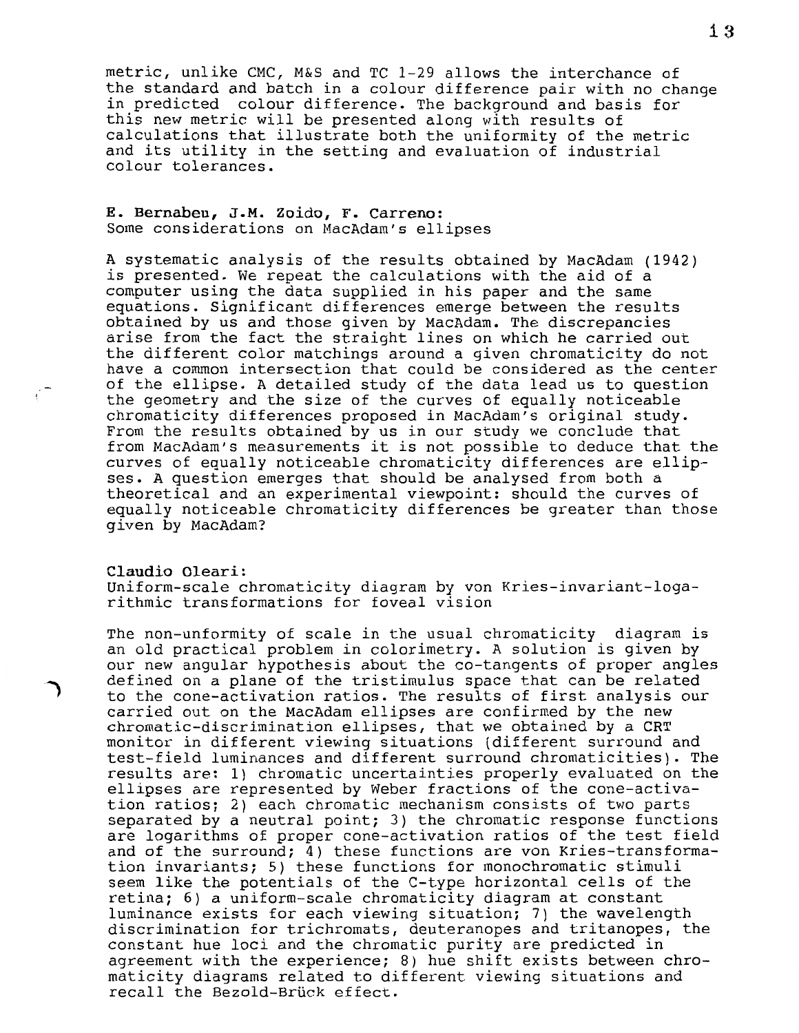metric, unlike CMC, M&S and TC 1-29 allows the interchance of the standard and batch in a colour difference pair with no change in predicted colour difference. The background and basis for this new metric will be presented along with results of calculations that illustrate both the uniformity of the metric and its utility in the setting and evaluation of industrial colour tolerances.

**E. Bernabeu, J.M. Zoido, F. Carreno:**
Some considerations on MacAdam's ellipses

A systematic analysis of the results obtained by MacAdam (1942) is presented. We repeat the calculations with the aid of a computer using the data supplied in his paper and the same equations. Significant differences emerge between the results obtained by us and those given by MacAdam. The discrepancies arise from the fact the straight lines on which he carried out the different color matchings around a given chromaticity do not have a common intersection that could be considered as the center of the ellipse. A detailed study of the data lead us to question the geometry and the size of the curves of equally noticeable chromaticity differences proposed in MacAdam's original study. From the results obtained by us in our study we conclude that from MacAdam's measurements it is not possible to deduce that the curves of equally noticeable chromaticity differences are ellipses. A question emerges that should be analysed from both a theoretical and an experimental viewpoint: should the curves of equally noticeable chromaticity differences be greater than those given by MacAdam?

**Claudio Oleari:**
Uniform-scale chromaticity diagram by von Kries-invariant-logarithmic transformations for foveal vision

The non-unformity of scale in the usual chromaticity diagram is an old practical problem in colorimetry. A solution is given by our new angular hypothesis about the co-tangents of proper angles defined on a plane of the tristimulus space that can be related to the cone-activation ratios. The results of first analysis our carried out on the MacAdam ellipses are confirmed by the new chromatic-discrimination ellipses, that we obtained by a CRT monitor in different viewing situations (different surround and test-field luminances and different surround chromaticities). The results are: 1) chromatic uncertainties properly evaluated on the ellipses are represented by Weber fractions of the cone-activation ratios; 2) each chromatic mechanism consists of two parts separated by a neutral point; 3) the chromatic response functions are logarithms of proper cone-activation ratios of the test field and of the surround; 4) these functions are von Kries-transformation invariants; 5) these functions for monochromatic stimuli seem like the potentials of the C-type horizontal cells of the retina; 6) a uniform-scale chromaticity diagram at constant luminance exists for each viewing situation; 7) the wavelength discrimination for trichromats, deuteranopes and tritanopes, the constant hue loci and the chromatic purity are predicted in agreement with the experience; 8) hue shift exists between chromaticity diagrams related to different viewing situations and recall the Bezold-Brück effect.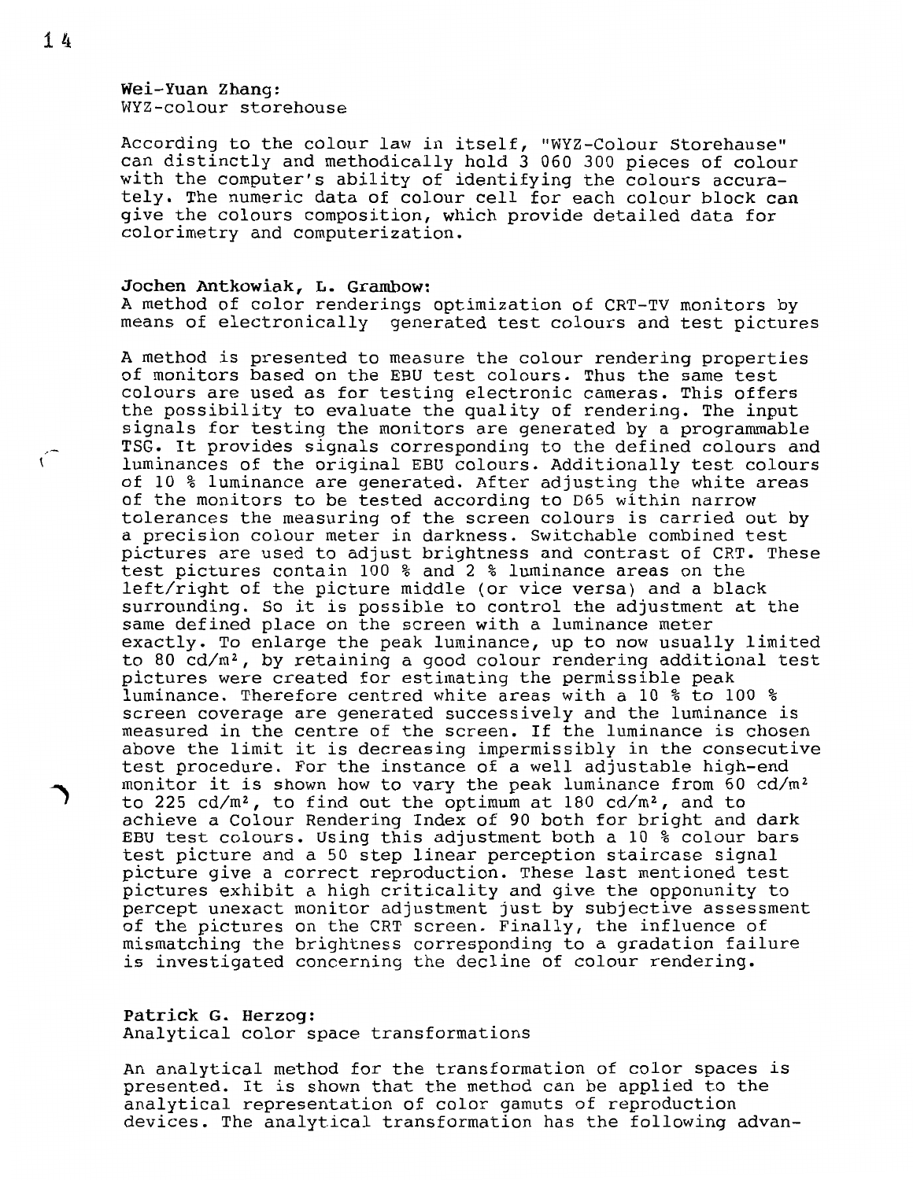**Wei-Yuan Zhang:**
WYZ-colour storehouse

According to the colour law in itself, "WYZ-Colour Storehause" can distinctly and methodically hold 3 060 300 pieces of colour with the computer's ability of identifying the colours accurately. The numeric data of colour cell for each colour block can give the colours composition, which provide detailed data for colorimetry and computerization.

**Jochen Antkowiak, L. Grambow:**
A method of color renderings optimization of CRT-TV monitors by means of electronically generated test colours and test pictures

A method is presented to measure the colour rendering properties of monitors based on the EBU test colours. Thus the same test colours are used as for testing electronic cameras. This offers the possibility to evaluate the quality of rendering. The input signals for testing the monitors are generated by a programmable TSG. It provides signals corresponding to the defined colours and luminances of the original EBU colours. Additionally test colours of 10 % luminance are generated. After adjusting the white areas of the monitors to be tested according to D65 within narrow tolerances the measuring of the screen colours is carried out by a precision colour meter in darkness. Switchable combined test pictures are used to adjust brightness and contrast of CRT. These test pictures contain 100 % and 2 % luminance areas on the left/right of the picture middle (or vice versa) and a black surrounding. So it is possible to control the adjustment at the same defined place on the screen with a luminance meter exactly. To enlarge the peak luminance, up to now usually limited to 80 cd/m², by retaining a good colour rendering additional test pictures were created for estimating the permissible peak luminance. Therefore centred white areas with a 10 % to 100 % screen coverage are generated successively and the luminance is measured in the centre of the screen. If the luminance is chosen above the limit it is decreasing impermissibly in the consecutive test procedure. For the instance of a well adjustable high-end monitor it is shown how to vary the peak luminance from 60 cd/m² to 225 cd/m², to find out the optimum at 180 cd/m², and to achieve a Colour Rendering Index of 90 both for bright and dark EBU test colours. Using this adjustment both a 10 % colour bars test picture and a 50 step linear perception staircase signal picture give a correct reproduction. These last mentioned test pictures exhibit a high criticality and give the opponunity to percept unexact monitor adjustment just by subjective assessment of the pictures on the CRT screen. Finally, the influence of mismatching the brightness corresponding to a gradation failure is investigated concerning the decline of colour rendering.

**Patrick G. Herzog:**
Analytical color space transformations

An analytical method for the transformation of color spaces is presented. It is shown that the method can be applied to the analytical representation of color gamuts of reproduction devices. The analytical transformation has the following advan-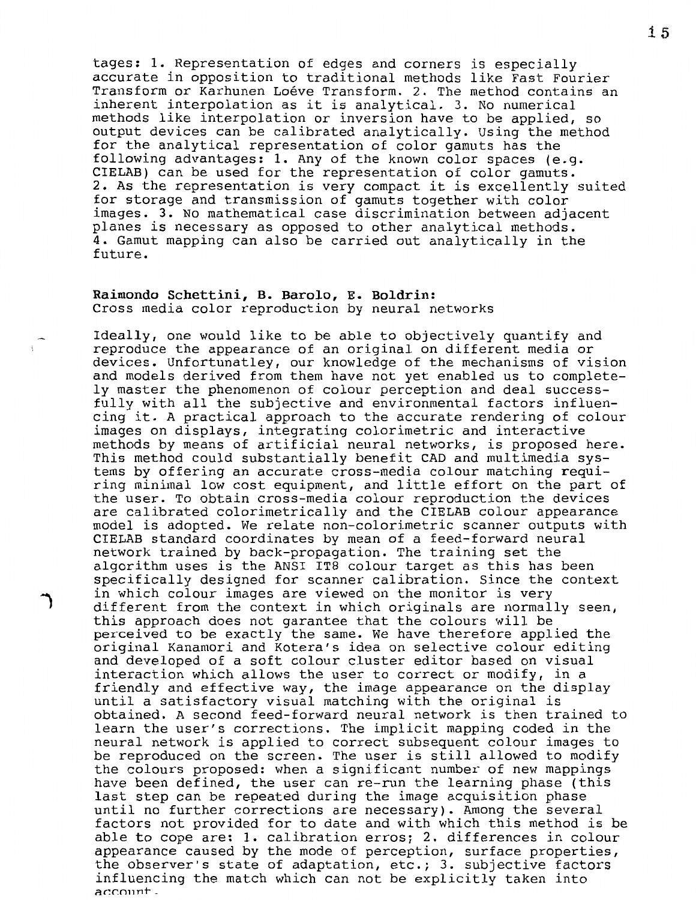tages: 1. Representation of edges and corners is especially accurate in opposition to traditional methods like Fast Fourier Transform or Karhunen Loéve Transform. 2. The method contains an inherent interpolation as it is analytical. 3. No numerical methods like interpolation or inversion have to be applied, so output devices can be calibrated analytically. Using the method for the analytical representation of color gamuts has the following advantages: 1. Any of the known color spaces (e.g. CIELAB) can be used for the representation of color gamuts. 2. As the representation is very compact it is excellently suited for storage and transmission of gamuts together with color images. 3. No mathematical case discrimination between adjacent planes is necessary as opposed to other analytical methods. 4. Gamut mapping can also be carried out analytically in the future.

**Raimondo Schettini, B. Barolo, E. Boldrin:**
Cross media color reproduction by neural networks

Ideally, one would like to be able to objectively quantify and reproduce the appearance of an original on different media or devices. Unfortunatley, our knowledge of the mechanisms of vision and models derived from them have not yet enabled us to completely master the phenomenon of colour perception and deal successfully with all the subjective and environmental factors influencing it. A practical approach to the accurate rendering of colour images on displays, integrating colorimetric and interactive methods by means of artificial neural networks, is proposed here. This method could substantially benefit CAD and multimedia systems by offering an accurate cross-media colour matching requiring minimal low cost equipment, and little effort on the part of the user. To obtain cross-media colour reproduction the devices are calibrated colorimetrically and the CIELAB colour appearance model is adopted. We relate non-colorimetric scanner outputs with CIELAB standard coordinates by mean of a feed-forward neural network trained by back-propagation. The training set the algorithm uses is the ANSI IT8 colour target as this has been specifically designed for scanner calibration. Since the context in which colour images are viewed on the monitor is very different from the context in which originals are normally seen, this approach does not garantee that the colours will be perceived to be exactly the same. We have therefore applied the original Kanamori and Kotera's idea on selective colour editing and developed of a soft colour cluster editor based on visual interaction which allows the user to correct or modify, in a friendly and effective way, the image appearance on the display until a satisfactory visual matching with the original is obtained. A second feed-forward neural network is then trained to learn the user's corrections. The implicit mapping coded in the neural network is applied to correct subsequent colour images to be reproduced on the screen. The user is still allowed to modify the colours proposed: when a significant number of new mappings have been defined, the user can re-run the learning phase (this last step can be repeated during the image acquisition phase until no further corrections are necessary). Among the several factors not provided for to date and with which this method is be able to cope are: 1. calibration erros; 2. differences in colour appearance caused by the mode of perception, surface properties, the observer's state of adaptation, etc.; 3. subjective factors influencing the match which can not be explicitly taken into account.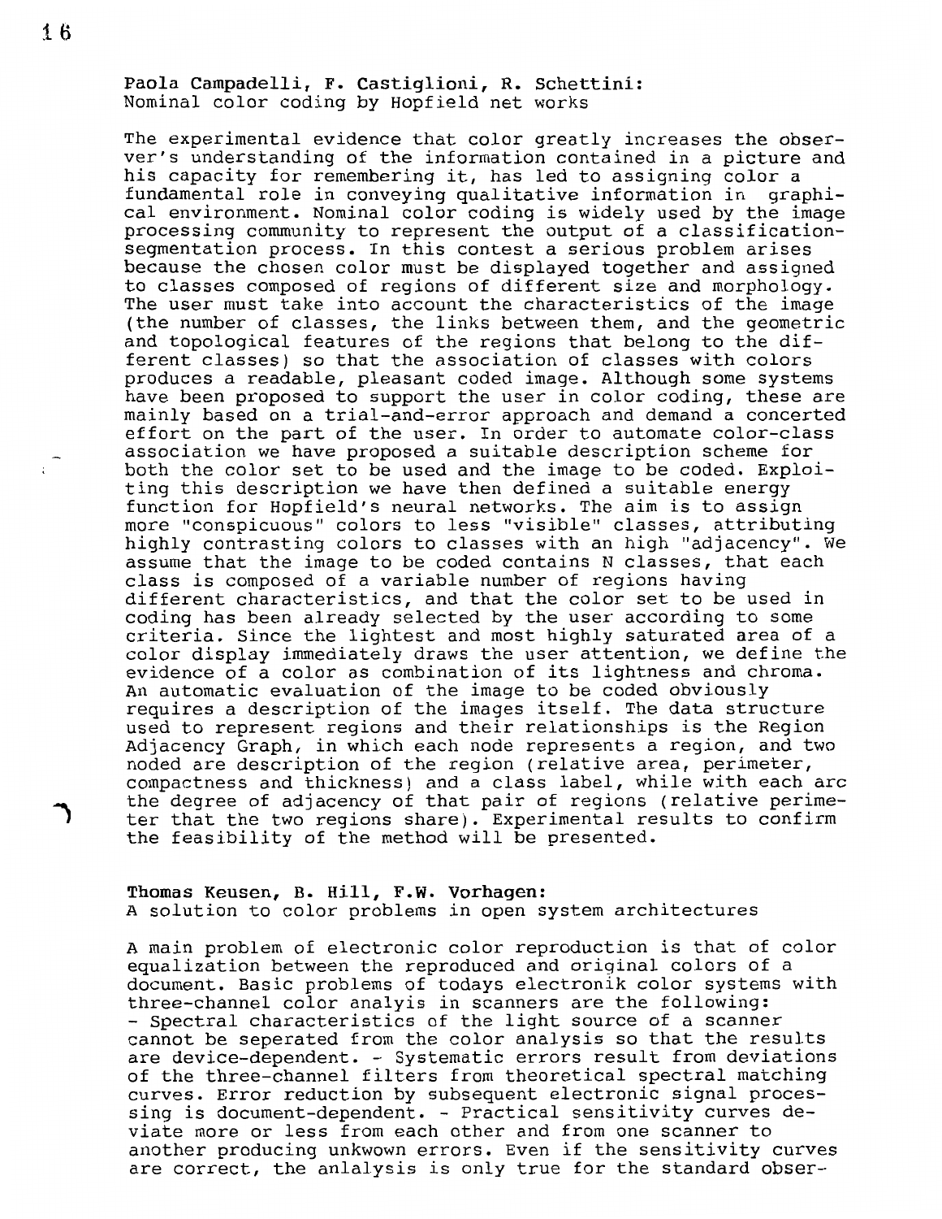**Paola Campadelli, F. Castiglioni, R. Schettini:**
Nominal color coding by Hopfield net works

The experimental evidence that color greatly increases the observer's understanding of the information contained in a picture and his capacity for remembering it, has led to assigning color a fundamental role in conveying qualitative information in graphical environment. Nominal color coding is widely used by the image processing community to represent the output of a classification-segmentation process. In this contest a serious problem arises because the chosen color must be displayed together and assigned to classes composed of regions of different size and morphology. The user must take into account the characteristics of the image (the number of classes, the links between them, and the geometric and topological features of the regions that belong to the different classes) so that the association of classes with colors produces a readable, pleasant coded image. Although some systems have been proposed to support the user in color coding, these are mainly based on a trial-and-error approach and demand a concerted effort on the part of the user. In order to automate color-class association we have proposed a suitable description scheme for both the color set to be used and the image to be coded. Exploiting this description we have then defined a suitable energy function for Hopfield's neural networks. The aim is to assign more "conspicuous" colors to less "visible" classes, attributing highly contrasting colors to classes with an high "adjacency". We assume that the image to be coded contains N classes, that each class is composed of a variable number of regions having different characteristics, and that the color set to be used in coding has been already selected by the user according to some criteria. Since the lightest and most highly saturated area of a color display immediately draws the user attention, we define the evidence of a color as combination of its lightness and chroma. An automatic evaluation of the image to be coded obviously requires a description of the images itself. The data structure used to represent regions and their relationships is the Region Adjacency Graph, in which each node represents a region, and two noded are description of the region (relative area, perimeter, compactness and thickness) and a class label, while with each arc the degree of adjacency of that pair of regions (relative perimeter that the two regions share). Experimental results to confirm the feasibility of the method will be presented.

**Thomas Keusen, B. Hill, F.W. Vorhagen:**
A solution to color problems in open system architectures

A main problem of electronic color reproduction is that of color equalization between the reproduced and original colors of a document. Basic problems of todays electronik color systems with three-channel color analyis in scanners are the following:
- Spectral characteristics of the light source of a scanner cannot be seperated from the color analysis so that the results are device-dependent. - Systematic errors result from deviations of the three-channel filters from theoretical spectral matching curves. Error reduction by subsequent electronic signal processing is document-dependent. - Practical sensitivity curves deviate more or less from each other and from one scanner to another producing unkwown errors. Even if the sensitivity curves are correct, the anlalysis is only true for the standard obser-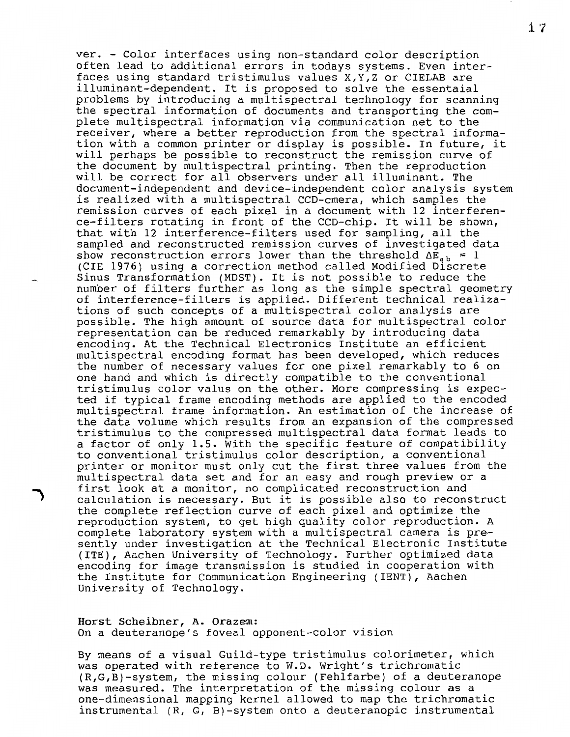ver. - Color interfaces using non-standard color description often lead to additional errors in todays systems. Even interfaces using standard tristimulus values X,Y,Z or CIELAB are illuminant-dependent. It is proposed to solve the essentaial problems by introducing a multispectral technology for scanning the spectral information of documents and transporting the complete multispectral information via communication net to the receiver, where a better reproduction from the spectral information with a common printer or display is possible. In future, it will perhaps be possible to reconstruct the remission curve of the document by multispectral printing. Then the reproduction will be correct for all observers under all illuminant. The document-independent and device-independent color analysis system is realized with a multispectral CCD-cmera, which samples the remission curves of each pixel in a document with 12 interference-filters rotating in front of the CCD-chip. It will be shown, that with 12 interference-filters used for sampling, all the sampled and reconstructed remission curves of investigated data show reconstruction errors lower than the threshold $\Delta E_{ab} = 1$ (CIE 1976) using a correction method called Modified Discrete Sinus Transformation (MDST). It is not possible to reduce the number of filters further as long as the simple spectral geometry of interference-filters is applied. Different technical realizations of such concepts of a multispectral color analysis are possible. The high amount of source data for multispectral color representation can be reduced remarkably by introducing data encoding. At the Technical Electronics Institute an efficient multispectral encoding format has been developed, which reduces the number of necessary values for one pixel remarkably to 6 on one hand and which is directly compatible to the conventional tristimulus color valus on the other. More compressing is expected if typical frame encoding methods are applied to the encoded multispectral frame information. An estimation of the increase of the data volume which results from an expansion of the compressed tristimulus to the compressed multispectral data format leads to a factor of only 1.5. With the specific feature of compatibility to conventional tristimulus color description, a conventional printer or monitor must only cut the first three values from the multispectral data set and for an easy and rough preview or a first look at a monitor, no complicated reconstruction and calculation is necessary. But it is possible also to reconstruct the complete reflection curve of each pixel and optimize the reproduction system, to get high quality color reproduction. A complete laboratory system with a multispectral camera is presently under investigation at the Technical Electronic Institute (ITE), Aachen University of Technology. Further optimized data encoding for image transmission is studied in cooperation with the Institute for Communication Engineering (IENT), Aachen University of Technology.

Horst Scheibner, A. Orazem:
On a deuteranope's foveal opponent-color vision

By means of a visual Guild-type tristimulus colorimeter, which was operated with reference to W.D. Wright's trichromatic (R,G,B)-system, the missing colour (Fehlfarbe) of a deuteranope was measured. The interpretation of the missing colour as a one-dimensional mapping kernel allowed to map the trichromatic instrumental (R, G, B)-system onto a deuteranopic instrumental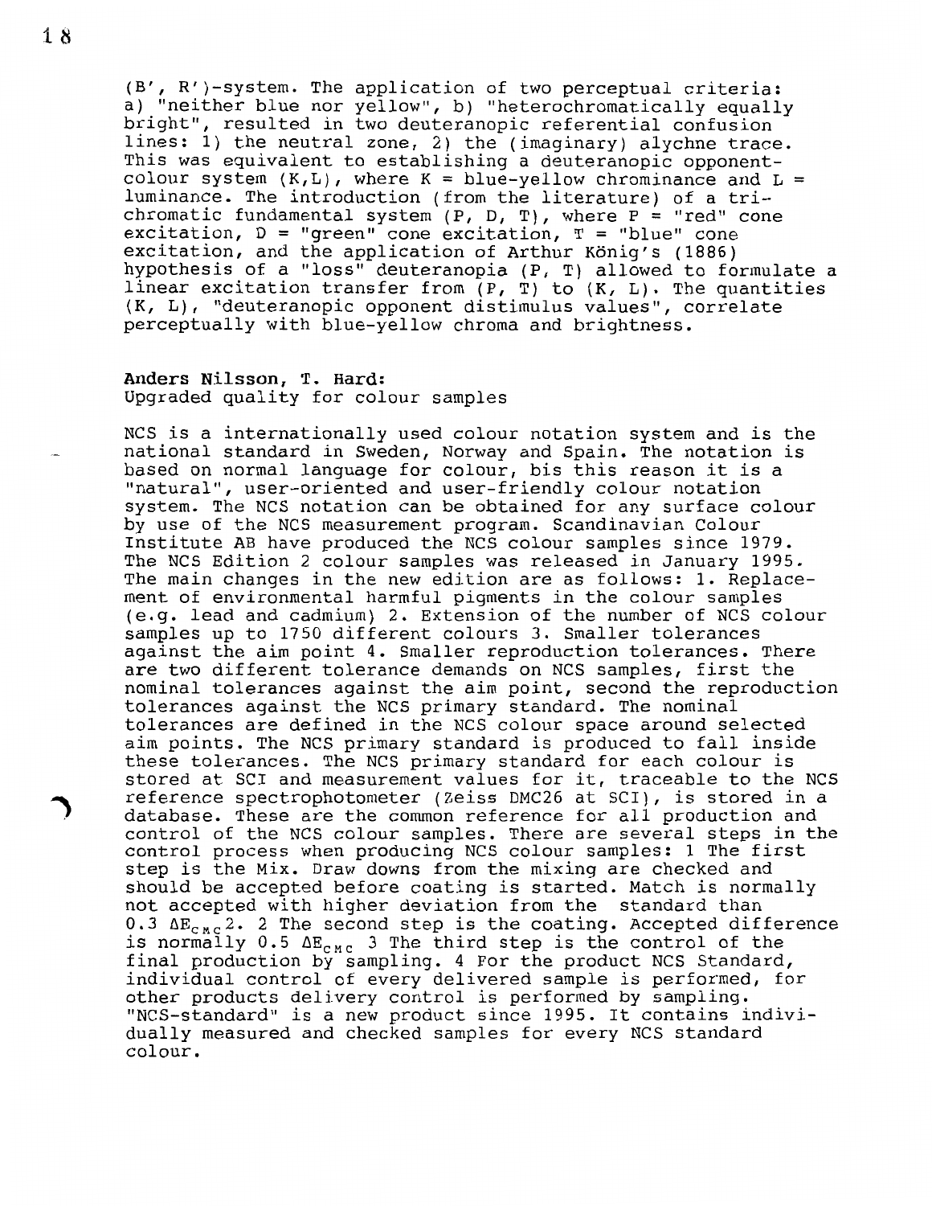(B', R')-system. The application of two perceptual criteria: a) "neither blue nor yellow", b) "heterochromatically equally bright", resulted in two deuteranopic referential confusion lines: 1) the neutral zone, 2) the (imaginary) alychne trace. This was equivalent to establishing a deuteranopic opponent-colour system (K,L), where K = blue-yellow chrominance and L = luminance. The introduction (from the literature) of a tri-chromatic fundamental system (P, D, T), where P = "red" cone excitation, D = "green" cone excitation, T = "blue" cone excitation, and the application of Arthur König's (1886) hypothesis of a "loss" deuteranopia (P, T) allowed to formulate a linear excitation transfer from (P, T) to (K, L). The quantities (K, L), "deuteranopic opponent distimulus values", correlate perceptually with blue-yellow chroma and brightness.

**Anders Nilsson, T. Hard:**
Upgraded quality for colour samples

NCS is a internationally used colour notation system and is the national standard in Sweden, Norway and Spain. The notation is based on normal language for colour, bis this reason it is a "natural", user-oriented and user-friendly colour notation system. The NCS notation can be obtained for any surface colour by use of the NCS measurement program. Scandinavian Colour Institute AB have produced the NCS colour samples since 1979. The NCS Edition 2 colour samples was released in January 1995. The main changes in the new edition are as follows: 1. Replacement of environmental harmful pigments in the colour samples (e.g. lead and cadmium) 2. Extension of the number of NCS colour samples up to 1750 different colours 3. Smaller tolerances against the aim point 4. Smaller reproduction tolerances. There are two different tolerance demands on NCS samples, first the nominal tolerances against the aim point, second the reproduction tolerances against the NCS primary standard. The nominal tolerances are defined in the NCS colour space around selected aim points. The NCS primary standard is produced to fall inside these tolerances. The NCS primary standard for each colour is stored at SCI and measurement values for it, traceable to the NCS reference spectrophotometer (Zeiss DMC26 at SCI), is stored in a database. These are the common reference for all production and control of the NCS colour samples. There are several steps in the control process when producing NCS colour samples: 1 The first step is the Mix. Draw downs from the mixing are checked and should be accepted before coating is started. Match is normally not accepted with higher deviation from the standard than 0.3 $\Delta E_{CMC}$2. 2 The second step is the coating. Accepted difference is normally 0.5 $\Delta E_{CMC}$ 3 The third step is the control of the final production by sampling. 4 For the product NCS Standard, individual control of every delivered sample is performed, for other products delivery control is performed by sampling. "NCS-standard" is a new product since 1995. It contains individually measured and checked samples for every NCS standard colour.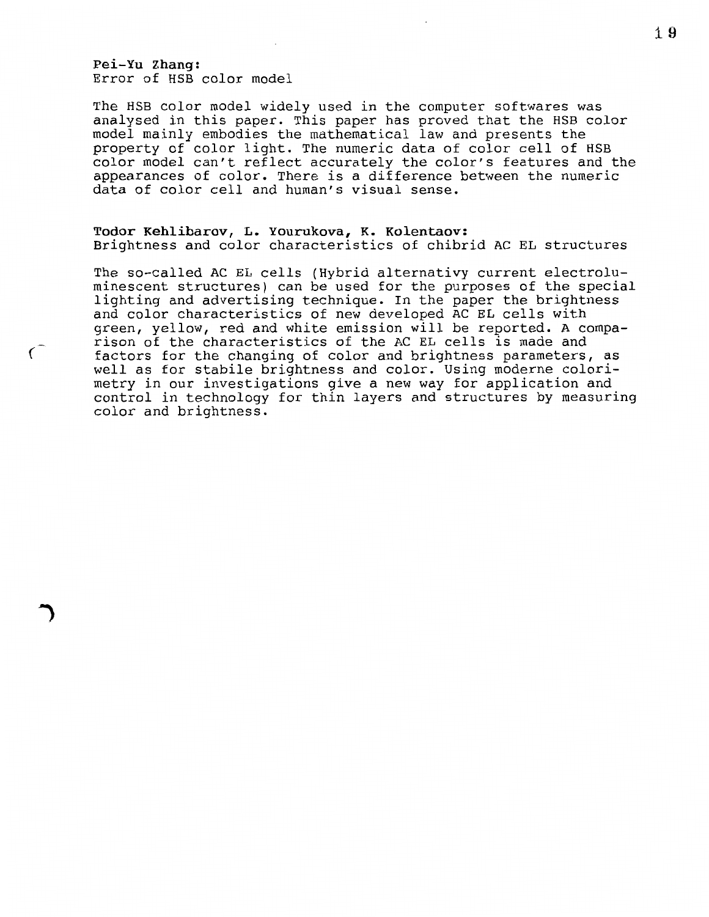**Pei-Yu Zhang:**
Error of HSB color model

The HSB color model widely used in the computer softwares was analysed in this paper. This paper has proved that the HSB color model mainly embodies the mathematical law and presents the property of color light. The numeric data of color cell of HSB color model can't reflect accurately the color's features and the appearances of color. There is a difference between the numeric data of color cell and human's visual sense.

**Todor Kehlibarov, L. Yourukova, K. Kolentaov:**
Brightness and color characteristics of chibrid AC EL structures

The so-called AC EL cells (Hybrid alternativy current electroluminescent structures) can be used for the purposes of the special lighting and advertising technique. In the paper the brightness and color characteristics of new developed AC EL cells with green, yellow, red and white emission will be reported. A comparison of the characteristics of the AC EL cells is made and factors for the changing of color and brightness parameters, as well as for stabile brightness and color. Using moderne colorimetry in our investigations give a new way for application and control in technology for thin layers and structures by measuring color and brightness.